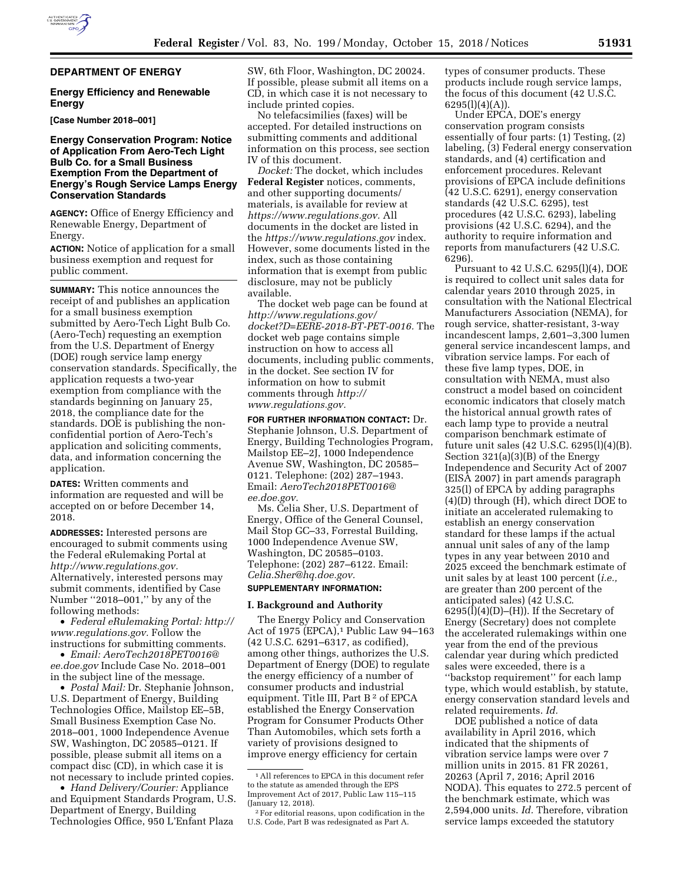## DEPARTMENT OF ENERGY

### Energy Efficiency and Renewable Energy

**[Case Number 2018–001]**

### Energy Conservation Program: Notice of Application From Aero-Tech Light Bulb Co. for a Small Business Exemption From the Department of Energy's Rough Service Lamps Energy Conservation Standards

**AGENCY:** Office of Energy Efficiency and Renewable Energy, Department of Energy.

**ACTION:** Notice of application for a small business exemption and request for public comment.

**SUMMARY:** This notice announces the receipt of and publishes an application for a small business exemption submitted by Aero-Tech Light Bulb Co. (Aero-Tech) requesting an exemption from the U.S. Department of Energy (DOE) rough service lamp energy conservation standards. Specifically, the application requests a two-year exemption from compliance with the standards beginning on January 25, 2018, the compliance date for the standards. DOE is publishing the non-confidential portion of Aero-Tech's application and soliciting comments, data, and information concerning the application.

**DATES:** Written comments and information are requested and will be accepted on or before December 14, 2018.

**ADDRESSES:** Interested persons are encouraged to submit comments using the Federal eRulemaking Portal at *http://www.regulations.gov.* Alternatively, interested persons may submit comments, identified by Case Number ''2018–001,'' by any of the following methods:

- *Federal eRulemaking Portal: http://www.regulations.gov.* Follow the instructions for submitting comments.
- *Email: AeroTech2018PET0016@ee.doe.gov* Include Case No. 2018–001 in the subject line of the message.
- *Postal Mail:* Dr. Stephanie Johnson, U.S. Department of Energy, Building Technologies Office, Mailstop EE–5B, Small Business Exemption Case No. 2018–001, 1000 Independence Avenue SW, Washington, DC 20585–0121. If possible, please submit all items on a compact disc (CD), in which case it is not necessary to include printed copies.
- *Hand Delivery/Courier:* Appliance and Equipment Standards Program, U.S. Department of Energy, Building Technologies Office, 950 L'Enfant Plaza SW, 6th Floor, Washington, DC 20024. If possible, please submit all items on a CD, in which case it is not necessary to include printed copies.

No telefacsimilies (faxes) will be accepted. For detailed instructions on submitting comments and additional information on this process, see section IV of this document.

*Docket:* The docket, which includes **Federal Register** notices, comments, and other supporting documents/materials, is available for review at *https://www.regulations.gov.* All documents in the docket are listed in the *https://www.regulations.gov* index. However, some documents listed in the index, such as those containing information that is exempt from public disclosure, may not be publicly available.

The docket web page can be found at *http://www.regulations.gov/docket?D=EERE-2018-BT-PET-0016.* The docket web page contains simple instruction on how to access all documents, including public comments, in the docket. See section IV for information on how to submit comments through *http://www.regulations.gov.*

**FOR FURTHER INFORMATION CONTACT:** Dr. Stephanie Johnson, U.S. Department of Energy, Building Technologies Program, Mailstop EE–2J, 1000 Independence Avenue SW, Washington, DC 20585–0121. Telephone: (202) 287–1943. Email: *AeroTech2018PET0016@ee.doe.gov.*

Ms. Celia Sher, U.S. Department of Energy, Office of the General Counsel, Mail Stop GC–33, Forrestal Building, 1000 Independence Avenue SW, Washington, DC 20585–0103. Telephone: (202) 287–6122. Email: *Celia.Sher@hq.doe.gov.*

**SUPPLEMENTARY INFORMATION:**

#### I. Background and Authority

The Energy Policy and Conservation Act of 1975 (EPCA),[1] Public Law 94–163 (42 U.S.C. 6291–6317, as codified), among other things, authorizes the U.S. Department of Energy (DOE) to regulate the energy efficiency of a number of consumer products and industrial equipment. Title III, Part B [2] of EPCA established the Energy Conservation Program for Consumer Products Other Than Automobiles, which sets forth a variety of provisions designed to improve energy efficiency for certain types of consumer products. These products include rough service lamps, the focus of this document (42 U.S.C. 6295(l)(4)(A)).

Under EPCA, DOE's energy conservation program consists essentially of four parts: (1) Testing, (2) labeling, (3) Federal energy conservation standards, and (4) certification and enforcement procedures. Relevant provisions of EPCA include definitions (42 U.S.C. 6291), energy conservation standards (42 U.S.C. 6295), test procedures (42 U.S.C. 6293), labeling provisions (42 U.S.C. 6294), and the authority to require information and reports from manufacturers (42 U.S.C. 6296).

Pursuant to 42 U.S.C. 6295(l)(4), DOE is required to collect unit sales data for calendar years 2010 through 2025, in consultation with the National Electrical Manufacturers Association (NEMA), for rough service, shatter-resistant, 3-way incandescent lamps, 2,601–3,300 lumen general service incandescent lamps, and vibration service lamps. For each of these five lamp types, DOE, in consultation with NEMA, must also construct a model based on coincident economic indicators that closely match the historical annual growth rates of each lamp type to provide a neutral comparison benchmark estimate of future unit sales (42 U.S.C. 6295(l)(4)(B). Section 321(a)(3)(B) of the Energy Independence and Security Act of 2007 (EISA 2007) in part amends paragraph 325(l) of EPCA by adding paragraphs (4)(D) through (H), which direct DOE to initiate an accelerated rulemaking to establish an energy conservation standard for these lamps if the actual annual unit sales of any of the lamp types in any year between 2010 and 2025 exceed the benchmark estimate of unit sales by at least 100 percent (*i.e.,* are greater than 200 percent of the anticipated sales) (42 U.S.C. 6295(l)(4)(D)–(H)). If the Secretary of Energy (Secretary) does not complete the accelerated rulemakings within one year from the end of the previous calendar year during which predicted sales were exceeded, there is a ''backstop requirement'' for each lamp type, which would establish, by statute, energy conservation standard levels and related requirements. *Id.*

DOE published a notice of data availability in April 2016, which indicated that the shipments of vibration service lamps were over 7 million units in 2015. 81 FR 20261, 20263 (April 7, 2016; April 2016 NODA). This equates to 272.5 percent of the benchmark estimate, which was 2,594,000 units. *Id.* Therefore, vibration service lamps exceeded the statutory

[1] All references to EPCA in this document refer to the statute as amended through the EPS Improvement Act of 2017, Public Law 115–115 (January 12, 2018).

[2] For editorial reasons, upon codification in the U.S. Code, Part B was redesignated as Part A.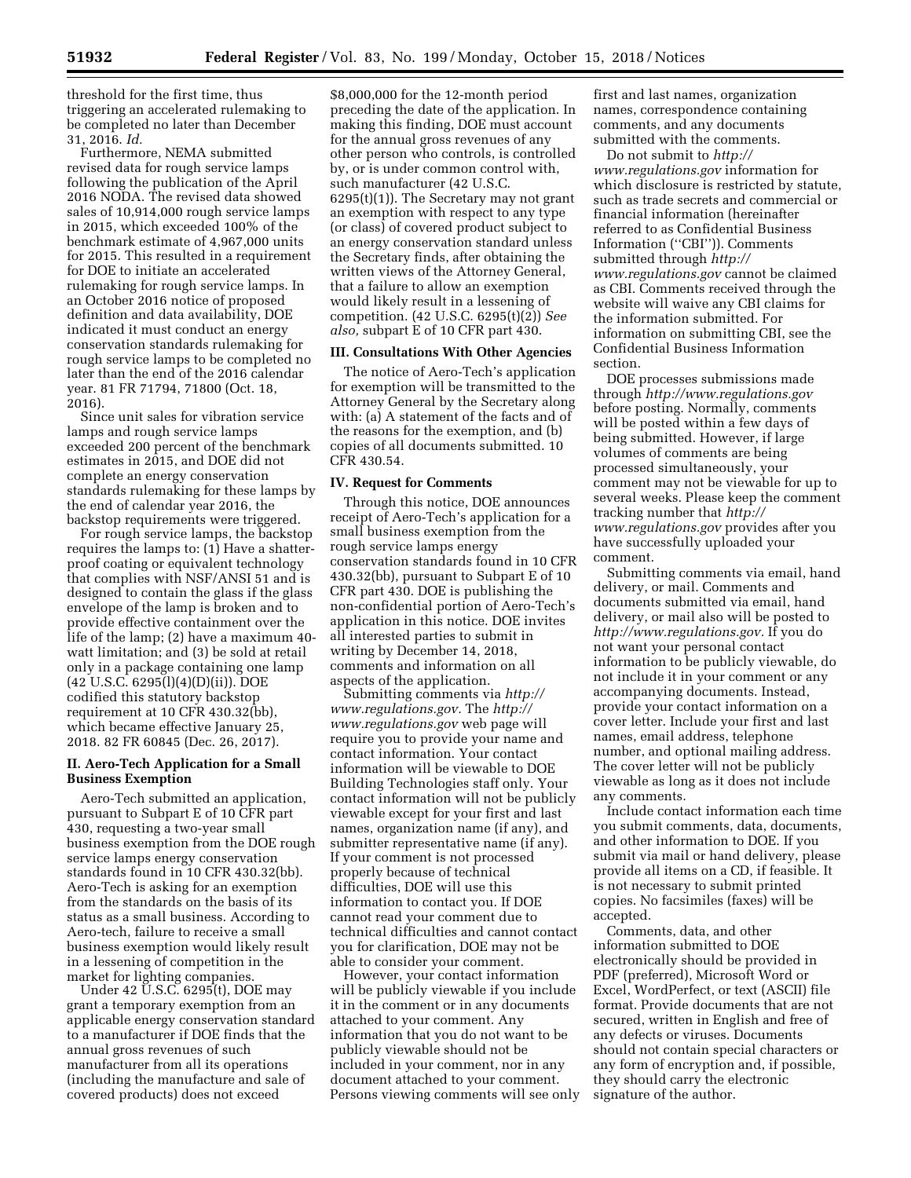threshold for the first time, thus triggering an accelerated rulemaking to be completed no later than December 31, 2016. *Id.*

Furthermore, NEMA submitted revised data for rough service lamps following the publication of the April 2016 NODA. The revised data showed sales of 10,914,000 rough service lamps in 2015, which exceeded 100% of the benchmark estimate of 4,967,000 units for 2015. This resulted in a requirement for DOE to initiate an accelerated rulemaking for rough service lamps. In an October 2016 notice of proposed definition and data availability, DOE indicated it must conduct an energy conservation standards rulemaking for rough service lamps to be completed no later than the end of the 2016 calendar year. 81 FR 71794, 71800 (Oct. 18, 2016).

Since unit sales for vibration service lamps and rough service lamps exceeded 200 percent of the benchmark estimates in 2015, and DOE did not complete an energy conservation standards rulemaking for these lamps by the end of calendar year 2016, the backstop requirements were triggered.

For rough service lamps, the backstop requires the lamps to: (1) Have a shatter-proof coating or equivalent technology that complies with NSF/ANSI 51 and is designed to contain the glass if the glass envelope of the lamp is broken and to provide effective containment over the life of the lamp; (2) have a maximum 40-watt limitation; and (3) be sold at retail only in a package containing one lamp (42 U.S.C. 6295(l)(4)(D)(ii)). DOE codified this statutory backstop requirement at 10 CFR 430.32(bb), which became effective January 25, 2018. 82 FR 60845 (Dec. 26, 2017).

## II. Aero-Tech Application for a Small Business Exemption

Aero-Tech submitted an application, pursuant to Subpart E of 10 CFR part 430, requesting a two-year small business exemption from the DOE rough service lamps energy conservation standards found in 10 CFR 430.32(bb). Aero-Tech is asking for an exemption from the standards on the basis of its status as a small business. According to Aero-tech, failure to receive a small business exemption would likely result in a lessening of competition in the market for lighting companies.

Under 42 U.S.C. 6295(t), DOE may grant a temporary exemption from an applicable energy conservation standard to a manufacturer if DOE finds that the annual gross revenues of such manufacturer from all its operations (including the manufacture and sale of covered products) does not exceed $8,000,000 for the 12-month period preceding the date of the application. In making this finding, DOE must account for the annual gross revenues of any other person who controls, is controlled by, or is under common control with, such manufacturer (42 U.S.C. 6295(t)(1)). The Secretary may not grant an exemption with respect to any type (or class) of covered product subject to an energy conservation standard unless the Secretary finds, after obtaining the written views of the Attorney General, that a failure to allow an exemption would likely result in a lessening of competition. (42 U.S.C. 6295(t)(2)) *See also,* subpart E of 10 CFR part 430.

## III. Consultations With Other Agencies

The notice of Aero-Tech's application for exemption will be transmitted to the Attorney General by the Secretary along with: (a) A statement of the facts and of the reasons for the exemption, and (b) copies of all documents submitted. 10 CFR 430.54.

## IV. Request for Comments

Through this notice, DOE announces receipt of Aero-Tech's application for a small business exemption from the rough service lamps energy conservation standards found in 10 CFR 430.32(bb), pursuant to Subpart E of 10 CFR part 430. DOE is publishing the non-confidential portion of Aero-Tech's application in this notice. DOE invites all interested parties to submit in writing by December 14, 2018, comments and information on all aspects of the application.

Submitting comments via *http://www.regulations.gov.* The *http://www.regulations.gov* web page will require you to provide your name and contact information. Your contact information will be viewable to DOE Building Technologies staff only. Your contact information will not be publicly viewable except for your first and last names, organization name (if any), and submitter representative name (if any). If your comment is not processed properly because of technical difficulties, DOE will use this information to contact you. If DOE cannot read your comment due to technical difficulties and cannot contact you for clarification, DOE may not be able to consider your comment.

However, your contact information will be publicly viewable if you include it in the comment or in any documents attached to your comment. Any information that you do not want to be publicly viewable should not be included in your comment, nor in any document attached to your comment. Persons viewing comments will see only first and last names, organization names, correspondence containing comments, and any documents submitted with the comments.

Do not submit to *http://www.regulations.gov* information for which disclosure is restricted by statute, such as trade secrets and commercial or financial information (hereinafter referred to as Confidential Business Information (''CBI'')). Comments submitted through *http://www.regulations.gov* cannot be claimed as CBI. Comments received through the website will waive any CBI claims for the information submitted. For information on submitting CBI, see the Confidential Business Information section.

DOE processes submissions made through *http://www.regulations.gov* before posting. Normally, comments will be posted within a few days of being submitted. However, if large volumes of comments are being processed simultaneously, your comment may not be viewable for up to several weeks. Please keep the comment tracking number that *http://www.regulations.gov* provides after you have successfully uploaded your comment.

Submitting comments via email, hand delivery, or mail. Comments and documents submitted via email, hand delivery, or mail also will be posted to *http://www.regulations.gov.* If you do not want your personal contact information to be publicly viewable, do not include it in your comment or any accompanying documents. Instead, provide your contact information on a cover letter. Include your first and last names, email address, telephone number, and optional mailing address. The cover letter will not be publicly viewable as long as it does not include any comments.

Include contact information each time you submit comments, data, documents, and other information to DOE. If you submit via mail or hand delivery, please provide all items on a CD, if feasible. It is not necessary to submit printed copies. No facsimiles (faxes) will be accepted.

Comments, data, and other information submitted to DOE electronically should be provided in PDF (preferred), Microsoft Word or Excel, WordPerfect, or text (ASCII) file format. Provide documents that are not secured, written in English and free of any defects or viruses. Documents should not contain special characters or any form of encryption and, if possible, they should carry the electronic signature of the author.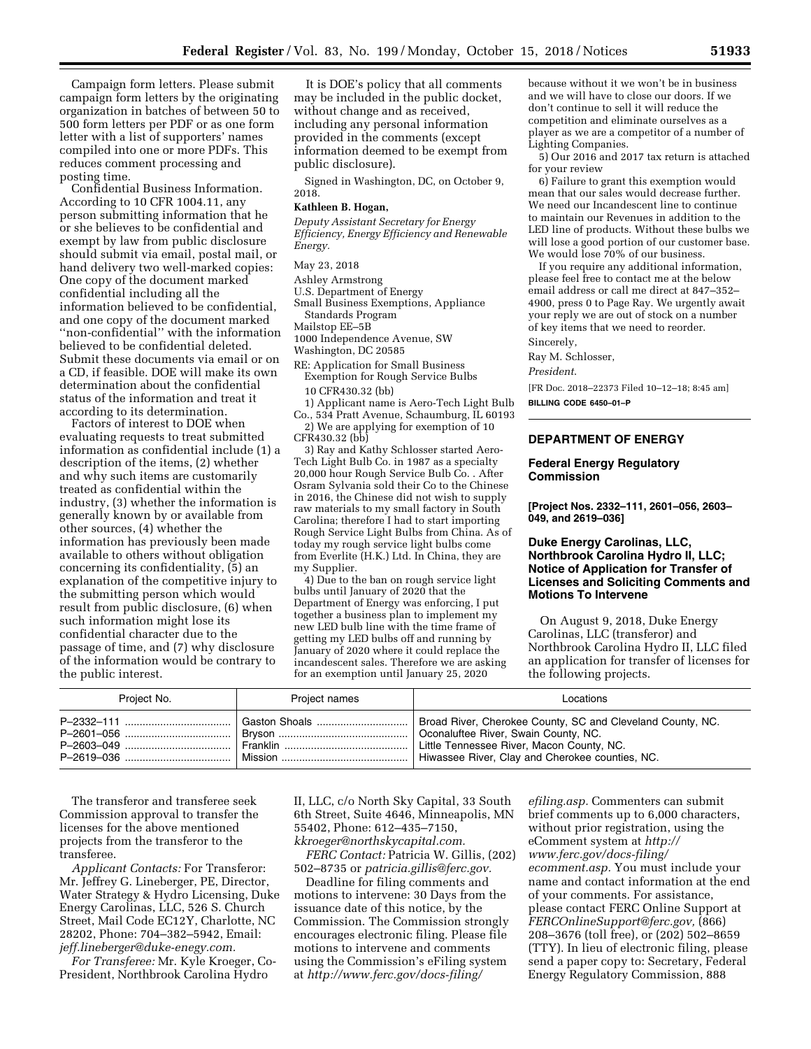Campaign form letters. Please submit campaign form letters by the originating organization in batches of between 50 to 500 form letters per PDF or as one form letter with a list of supporters' names compiled into one or more PDFs. This reduces comment processing and posting time.

Confidential Business Information. According to 10 CFR 1004.11, any person submitting information that he or she believes to be confidential and exempt by law from public disclosure should submit via email, postal mail, or hand delivery two well-marked copies: One copy of the document marked confidential including all the information believed to be confidential, and one copy of the document marked ''non-confidential'' with the information believed to be confidential deleted. Submit these documents via email or on a CD, if feasible. DOE will make its own determination about the confidential status of the information and treat it according to its determination.

Factors of interest to DOE when evaluating requests to treat submitted information as confidential include (1) a description of the items, (2) whether and why such items are customarily treated as confidential within the industry, (3) whether the information is generally known by or available from other sources, (4) whether the information has previously been made available to others without obligation concerning its confidentiality, (5) an explanation of the competitive injury to the submitting person which would result from public disclosure, (6) when such information might lose its confidential character due to the passage of time, and (7) why disclosure of the information would be contrary to the public interest.

It is DOE's policy that all comments may be included in the public docket, without change and as received, including any personal information provided in the comments (except information deemed to be exempt from public disclosure).

Signed in Washington, DC, on October 9, 2018.

**Kathleen B. Hogan,**

*Deputy Assistant Secretary for Energy Efficiency, Energy Efficiency and Renewable Energy.*

May 23, 2018

Ashley Armstrong

U.S. Department of Energy

Small Business Exemptions, Appliance Standards Program

Mailstop EE–5B

1000 Independence Avenue, SW

Washington, DC 20585

RE: Application for Small Business Exemption for Rough Service Bulbs

10 CFR430.32 (bb)

1) Applicant name is Aero-Tech Light Bulb Co., 534 Pratt Avenue, Schaumburg, IL 60193

2) We are applying for exemption of 10 CFR430.32 (bb)

3) Ray and Kathy Schlosser started Aero-Tech Light Bulb Co. in 1987 as a specialty 20,000 hour Rough Service Bulb Co. . After Osram Sylvania sold their Co to the Chinese in 2016, the Chinese did not wish to supply raw materials to my small factory in South Carolina; therefore I had to start importing Rough Service Light Bulbs from China. As of today my rough service light bulbs come from Everlite (H.K.) Ltd. In China, they are my Supplier.

4) Due to the ban on rough service light bulbs until January of 2020 that the Department of Energy was enforcing, I put together a business plan to implement my new LED bulb line with the time frame of getting my LED bulbs off and running by January of 2020 where it could replace the incandescent sales. Therefore we are asking for an exemption until January 25, 2020 because without it we won't be in business and we will have to close our doors. If we don't continue to sell it will reduce the competition and eliminate ourselves as a player as we are a competitor of a number of Lighting Companies.

5) Our 2016 and 2017 tax return is attached for your review

6) Failure to grant this exemption would mean that our sales would decrease further. We need our Incandescent line to continue to maintain our Revenues in addition to the LED line of products. Without these bulbs we will lose a good portion of our customer base. We would lose 70% of our business.

If you require any additional information, please feel free to contact me at the below email address or call me direct at 847–352–4900, press 0 to Page Ray. We urgently await your reply we are out of stock on a number of key items that we need to reorder.

Sincerely,

Ray M. Schlosser,

*President.*

[FR Doc. 2018–22373 Filed 10–12–18; 8:45 am]

**BILLING CODE 6450–01–P**

## DEPARTMENT OF ENERGY

### Federal Energy Regulatory Commission

**[Project Nos. 2332–111, 2601–056, 2603–049, and 2619–036]**

### Duke Energy Carolinas, LLC, Northbrook Carolina Hydro II, LLC; Notice of Application for Transfer of Licenses and Soliciting Comments and Motions To Intervene

On August 9, 2018, Duke Energy Carolinas, LLC (transferor) and Northbrook Carolina Hydro II, LLC filed an application for transfer of licenses for the following projects.

| Project No. | Project names | Locations |
|---|---|---|
| P–2332–111 | Gaston Shoals | Broad River, Cherokee County, SC and Cleveland County, NC. |
| P–2601–056 | Bryson | Oconaluftee River, Swain County, NC. |
| P–2603–049 | Franklin | Little Tennessee River, Macon County, NC. |
| P–2619–036 | Mission | Hiwassee River, Clay and Cherokee counties, NC. |

The transferor and transferee seek Commission approval to transfer the licenses for the above mentioned projects from the transferor to the transferee.

*Applicant Contacts:* For Transferor: Mr. Jeffrey G. Lineberger, PE, Director, Water Strategy & Hydro Licensing, Duke Energy Carolinas, LLC, 526 S. Church Street, Mail Code EC12Y, Charlotte, NC 28202, Phone: 704–382–5942, Email: *jeff.lineberger@duke-enegy.com.*

*For Transferee:* Mr. Kyle Kroeger, Co-President, Northbrook Carolina Hydro II, LLC, c/o North Sky Capital, 33 South 6th Street, Suite 4646, Minneapolis, MN 55402, Phone: 612–435–7150, *kkroeger@northskycapital.com.*

*FERC Contact:* Patricia W. Gillis, (202) 502–8735 or *patricia.gillis@ferc.gov.*

Deadline for filing comments and motions to intervene: 30 Days from the issuance date of this notice, by the Commission. The Commission strongly encourages electronic filing. Please file motions to intervene and comments using the Commission's eFiling system at *http://www.ferc.gov/docs-filing/efiling.asp.* Commenters can submit brief comments up to 6,000 characters, without prior registration, using the eComment system at *http://www.ferc.gov/docs-filing/ecomment.asp.* You must include your name and contact information at the end of your comments. For assistance, please contact FERC Online Support at *FERCOnlineSupport@ferc.gov,* (866) 208–3676 (toll free), or (202) 502–8659 (TTY). In lieu of electronic filing, please send a paper copy to: Secretary, Federal Energy Regulatory Commission, 888